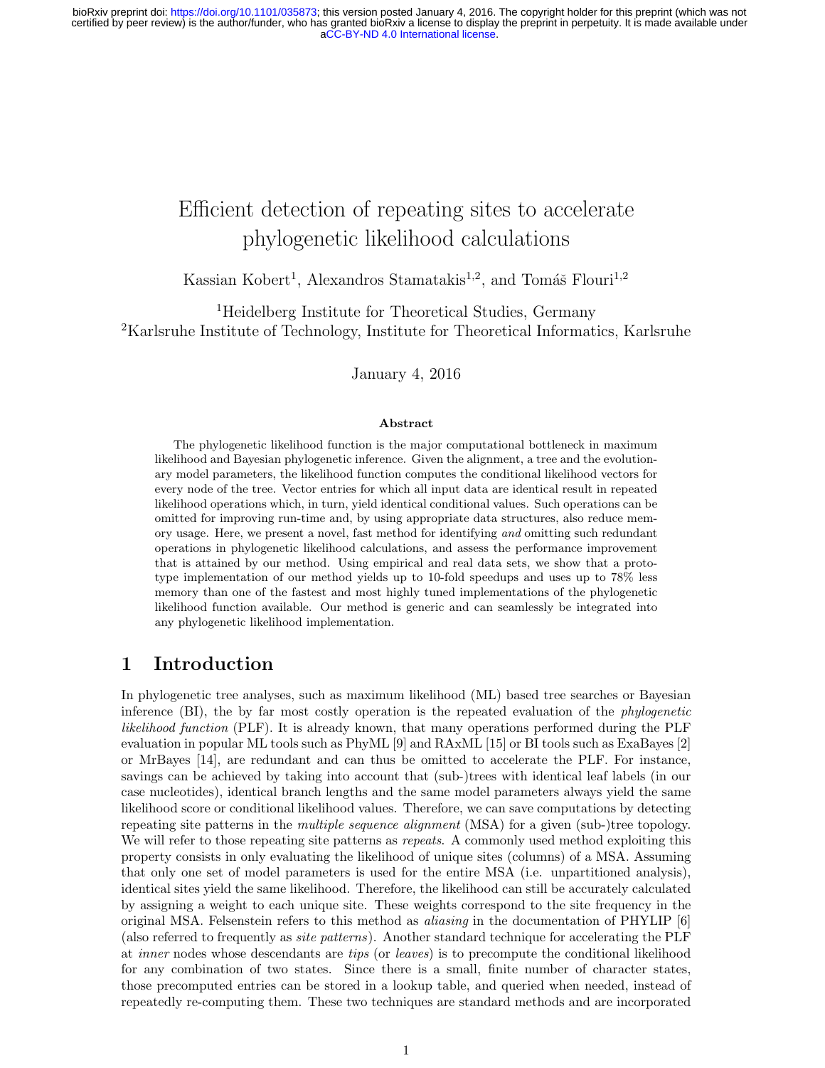# Efficient detection of repeating sites to accelerate phylogenetic likelihood calculations

Kassian Kobert[1], Alexandros Stamatakis[1,2], and Tomáš Flouri[1,2]

[1]Heidelberg Institute for Theoretical Studies, Germany
[2]Karlsruhe Institute of Technology, Institute for Theoretical Informatics, Karlsruhe

January 4, 2016

### Abstract

The phylogenetic likelihood function is the major computational bottleneck in maximum likelihood and Bayesian phylogenetic inference. Given the alignment, a tree and the evolutionary model parameters, the likelihood function computes the conditional likelihood vectors for every node of the tree. Vector entries for which all input data are identical result in repeated likelihood operations which, in turn, yield identical conditional values. Such operations can be omitted for improving run-time and, by using appropriate data structures, also reduce memory usage. Here, we present a novel, fast method for identifying *and* omitting such redundant operations in phylogenetic likelihood calculations, and assess the performance improvement that is attained by our method. Using empirical and real data sets, we show that a prototype implementation of our method yields up to 10-fold speedups and uses up to 78% less memory than one of the fastest and most highly tuned implementations of the phylogenetic likelihood function available. Our method is generic and can seamlessly be integrated into any phylogenetic likelihood implementation.

## 1 Introduction

In phylogenetic tree analyses, such as maximum likelihood (ML) based tree searches or Bayesian inference (BI), the by far most costly operation is the repeated evaluation of the *phylogenetic likelihood function* (PLF). It is already known, that many operations performed during the PLF evaluation in popular ML tools such as PhyML [9] and RAxML [15] or BI tools such as ExaBayes [2] or MrBayes [14], are redundant and can thus be omitted to accelerate the PLF. For instance, savings can be achieved by taking into account that (sub-)trees with identical leaf labels (in our case nucleotides), identical branch lengths and the same model parameters always yield the same likelihood score or conditional likelihood values. Therefore, we can save computations by detecting repeating site patterns in the *multiple sequence alignment* (MSA) for a given (sub-)tree topology. We will refer to those repeating site patterns as *repeats*. A commonly used method exploiting this property consists in only evaluating the likelihood of unique sites (columns) of a MSA. Assuming that only one set of model parameters is used for the entire MSA (i.e. unpartitioned analysis), identical sites yield the same likelihood. Therefore, the likelihood can still be accurately calculated by assigning a weight to each unique site. These weights correspond to the site frequency in the original MSA. Felsenstein refers to this method as *aliasing* in the documentation of PHYLIP [6] (also referred to frequently as *site patterns*). Another standard technique for accelerating the PLF at *inner* nodes whose descendants are *tips* (or *leaves*) is to precompute the conditional likelihood for any combination of two states. Since there is a small, finite number of character states, those precomputed entries can be stored in a lookup table, and queried when needed, instead of repeatedly re-computing them. These two techniques are standard methods and are incorporated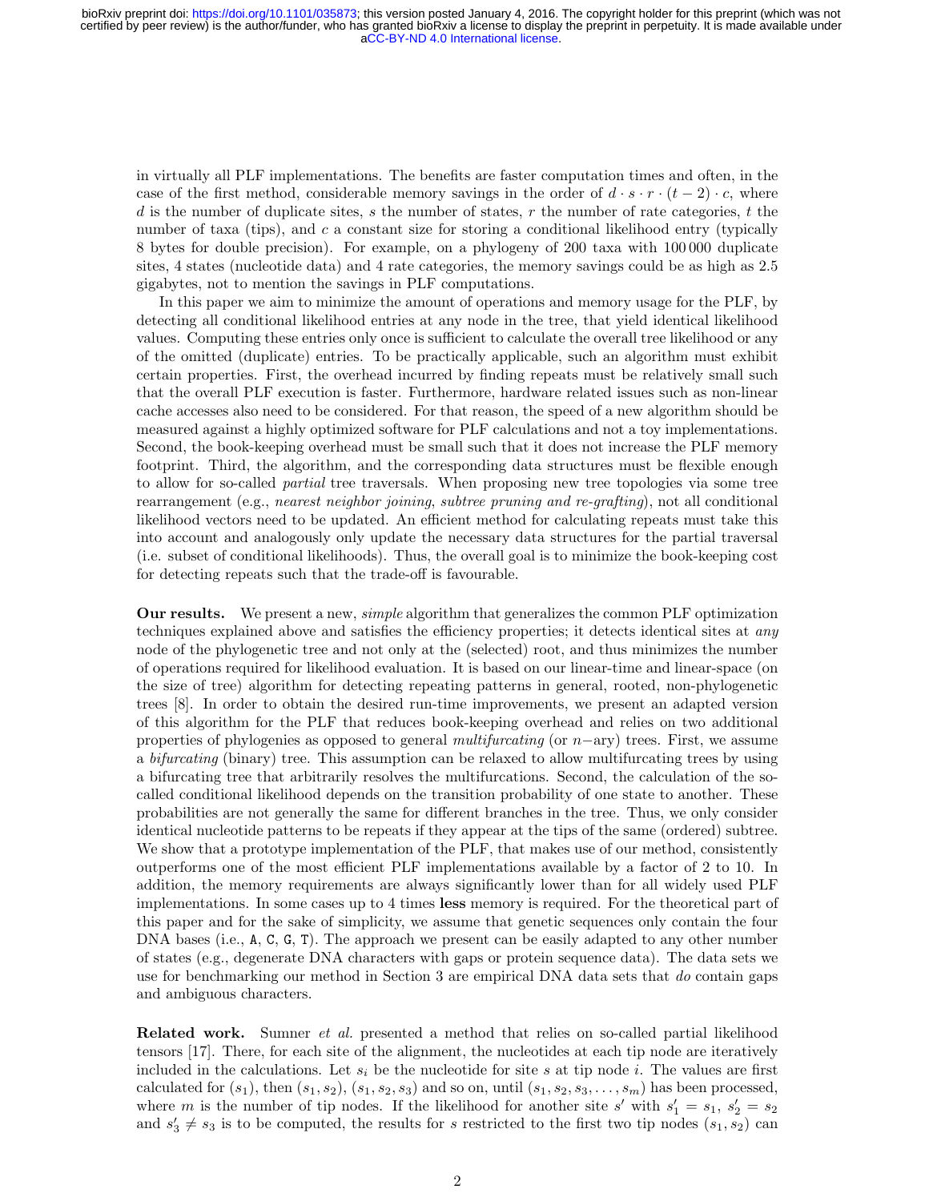in virtually all PLF implementations. The benefits are faster computation times and often, in the case of the first method, considerable memory savings in the order of $d \cdot s \cdot r \cdot (t-2) \cdot c$, where $d$ is the number of duplicate sites, $s$ the number of states, $r$ the number of rate categories, $t$ the number of taxa (tips), and $c$ a constant size for storing a conditional likelihood entry (typically 8 bytes for double precision). For example, on a phylogeny of 200 taxa with 100 000 duplicate sites, 4 states (nucleotide data) and 4 rate categories, the memory savings could be as high as 2.5 gigabytes, not to mention the savings in PLF computations.

In this paper we aim to minimize the amount of operations and memory usage for the PLF, by detecting all conditional likelihood entries at any node in the tree, that yield identical likelihood values. Computing these entries only once is sufficient to calculate the overall tree likelihood or any of the omitted (duplicate) entries. To be practically applicable, such an algorithm must exhibit certain properties. First, the overhead incurred by finding repeats must be relatively small such that the overall PLF execution is faster. Furthermore, hardware related issues such as non-linear cache accesses also need to be considered. For that reason, the speed of a new algorithm should be measured against a highly optimized software for PLF calculations and not a toy implementations. Second, the book-keeping overhead must be small such that it does not increase the PLF memory footprint. Third, the algorithm, and the corresponding data structures must be flexible enough to allow for so-called *partial* tree traversals. When proposing new tree topologies via some tree rearrangement (e.g., *nearest neighbor joining*, *subtree pruning and re-grafting*), not all conditional likelihood vectors need to be updated. An efficient method for calculating repeats must take this into account and analogously only update the necessary data structures for the partial traversal (i.e. subset of conditional likelihoods). Thus, the overall goal is to minimize the book-keeping cost for detecting repeats such that the trade-off is favourable.

**Our results.** We present a new, *simple* algorithm that generalizes the common PLF optimization techniques explained above and satisfies the efficiency properties; it detects identical sites at *any* node of the phylogenetic tree and not only at the (selected) root, and thus minimizes the number of operations required for likelihood evaluation. It is based on our linear-time and linear-space (on the size of tree) algorithm for detecting repeating patterns in general, rooted, non-phylogenetic trees [8]. In order to obtain the desired run-time improvements, we present an adapted version of this algorithm for the PLF that reduces book-keeping overhead and relies on two additional properties of phylogenies as opposed to general *multifurcating* (or $n-$ary) trees. First, we assume a *bifurcating* (binary) tree. This assumption can be relaxed to allow multifurcating trees by using a bifurcating tree that arbitrarily resolves the multifurcations. Second, the calculation of the so-called conditional likelihood depends on the transition probability of one state to another. These probabilities are not generally the same for different branches in the tree. Thus, we only consider identical nucleotide patterns to be repeats if they appear at the tips of the same (ordered) subtree. We show that a prototype implementation of the PLF, that makes use of our method, consistently outperforms one of the most efficient PLF implementations available by a factor of 2 to 10. In addition, the memory requirements are always significantly lower than for all widely used PLF implementations. In some cases up to 4 times **less** memory is required. For the theoretical part of this paper and for the sake of simplicity, we assume that genetic sequences only contain the four DNA bases (i.e., A, C, G, T). The approach we present can be easily adapted to any other number of states (e.g., degenerate DNA characters with gaps or protein sequence data). The data sets we use for benchmarking our method in Section 3 are empirical DNA data sets that *do* contain gaps and ambiguous characters.

**Related work.** Sumner *et al.* presented a method that relies on so-called partial likelihood tensors [17]. There, for each site of the alignment, the nucleotides at each tip node are iteratively included in the calculations. Let $s_i$ be the nucleotide for site $s$ at tip node $i$. The values are first calculated for $(s_1)$, then $(s_1, s_2)$, $(s_1, s_2, s_3)$ and so on, until $(s_1, s_2, s_3, \ldots, s_m)$ has been processed, where $m$ is the number of tip nodes. If the likelihood for another site $s'$ with $s'_1 = s_1$, $s'_2 = s_2$ and $s'_3 \neq s_3$ is to be computed, the results for $s$ restricted to the first two tip nodes $(s_1, s_2)$ can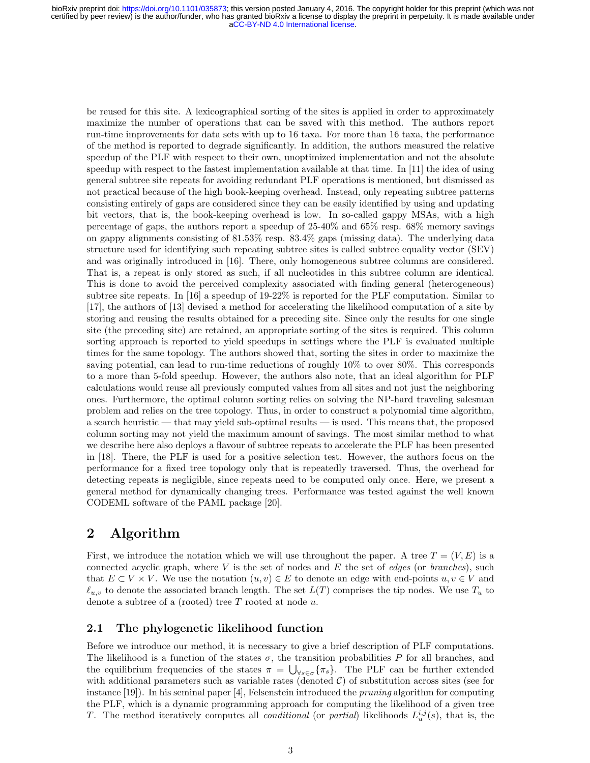be reused for this site. A lexicographical sorting of the sites is applied in order to approximately maximize the number of operations that can be saved with this method. The authors report run-time improvements for data sets with up to 16 taxa. For more than 16 taxa, the performance of the method is reported to degrade significantly. In addition, the authors measured the relative speedup of the PLF with respect to their own, unoptimized implementation and not the absolute speedup with respect to the fastest implementation available at that time. In [11] the idea of using general subtree site repeats for avoiding redundant PLF operations is mentioned, but dismissed as not practical because of the high book-keeping overhead. Instead, only repeating subtree patterns consisting entirely of gaps are considered since they can be easily identified by using and updating bit vectors, that is, the book-keeping overhead is low. In so-called gappy MSAs, with a high percentage of gaps, the authors report a speedup of 25-40% and 65% resp. 68% memory savings on gappy alignments consisting of 81.53% resp. 83.4% gaps (missing data). The underlying data structure used for identifying such repeating subtree sites is called subtree equality vector (SEV) and was originally introduced in [16]. There, only homogeneous subtree columns are considered. That is, a repeat is only stored as such, if all nucleotides in this subtree column are identical. This is done to avoid the perceived complexity associated with finding general (heterogeneous) subtree site repeats. In [16] a speedup of 19-22% is reported for the PLF computation. Similar to [17], the authors of [13] devised a method for accelerating the likelihood computation of a site by storing and reusing the results obtained for a preceding site. Since only the results for one single site (the preceding site) are retained, an appropriate sorting of the sites is required. This column sorting approach is reported to yield speedups in settings where the PLF is evaluated multiple times for the same topology. The authors showed that, sorting the sites in order to maximize the saving potential, can lead to run-time reductions of roughly 10% to over 80%. This corresponds to a more than 5-fold speedup. However, the authors also note, that an ideal algorithm for PLF calculations would reuse all previously computed values from all sites and not just the neighboring ones. Furthermore, the optimal column sorting relies on solving the NP-hard traveling salesman problem and relies on the tree topology. Thus, in order to construct a polynomial time algorithm, a search heuristic — that may yield sub-optimal results — is used. This means that, the proposed column sorting may not yield the maximum amount of savings. The most similar method to what we describe here also deploys a flavour of subtree repeats to accelerate the PLF has been presented in [18]. There, the PLF is used for a positive selection test. However, the authors focus on the performance for a fixed tree topology only that is repeatedly traversed. Thus, the overhead for detecting repeats is negligible, since repeats need to be computed only once. Here, we present a general method for dynamically changing trees. Performance was tested against the well known CODEML software of the PAML package [20].

## 2 Algorithm

First, we introduce the notation which we will use throughout the paper. A tree $T = (V, E)$ is a connected acyclic graph, where $V$ is the set of nodes and $E$ the set of *edges* (or *branches*), such that $E \subset V \times V$. We use the notation $(u, v) \in E$ to denote an edge with end-points $u, v \in V$ and $\ell_{u,v}$ to denote the associated branch length. The set $L(T)$ comprises the tip nodes. We use $T_u$ to denote a subtree of a (rooted) tree $T$ rooted at node $u$.

### 2.1 The phylogenetic likelihood function

Before we introduce our method, it is necessary to give a brief description of PLF computations. The likelihood is a function of the states $\sigma$, the transition probabilities $P$ for all branches, and the equilibrium frequencies of the states $\pi = \bigcup_{\forall s \in \sigma}\{\pi_s\}$. The PLF can be further extended with additional parameters such as variable rates (denoted $\mathcal{C}$) of substitution across sites (see for instance [19]). In his seminal paper [4], Felsenstein introduced the *pruning* algorithm for computing the PLF, which is a dynamic programming approach for computing the likelihood of a given tree $T$. The method iteratively computes all *conditional* (or *partial*) likelihoods $L_u^{i,j}(s)$, that is, the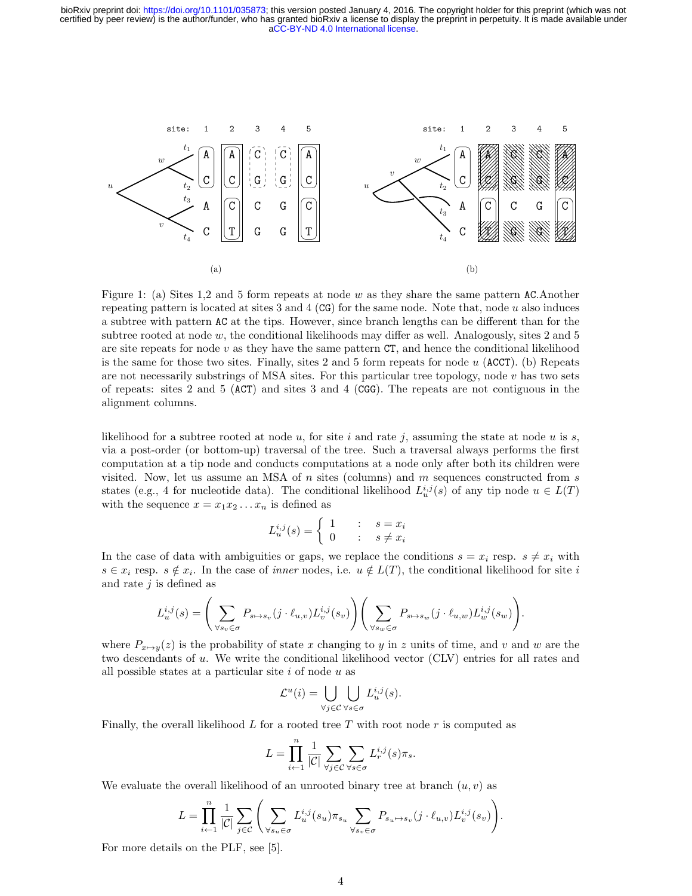Figure 1: (a) Sites 1,2 and 5 form repeats at node $w$ as they share the same pattern AC.Another repeating pattern is located at sites 3 and 4 (CG) for the same node. Note that, node $u$ also induces a subtree with pattern AC at the tips. However, since branch lengths can be different than for the subtree rooted at node $w$, the conditional likelihoods may differ as well. Analogously, sites 2 and 5 are site repeats for node $v$ as they have the same pattern CT, and hence the conditional likelihood is the same for those two sites. Finally, sites 2 and 5 form repeats for node $u$ (ACCT). (b) Repeats are not necessarily substrings of MSA sites. For this particular tree topology, node $v$ has two sets of repeats: sites 2 and 5 (ACT) and sites 3 and 4 (CGG). The repeats are not contiguous in the alignment columns.

likelihood for a subtree rooted at node $u$, for site $i$ and rate $j$, assuming the state at node $u$ is $s$, via a post-order (or bottom-up) traversal of the tree. Such a traversal always performs the first computation at a tip node and conducts computations at a node only after both its children were visited. Now, let us assume an MSA of $n$ sites (columns) and $m$ sequences constructed from $s$ states (e.g., 4 for nucleotide data). The conditional likelihood $L_u^{i,j}(s)$ of any tip node $u \in L(T)$ with the sequence $x = x_1 x_2 \ldots x_n$ is defined as

$$L_u^{i,j}(s) = \begin{cases} 1 & : \quad s = x_i \\ 0 & : \quad s \neq x_i \end{cases}$$

In the case of data with ambiguities or gaps, we replace the conditions $s = x_i$ resp. $s \neq x_i$ with $s \in x_i$ resp. $s \notin x_i$. In the case of *inner* nodes, i.e. $u \notin L(T)$, the conditional likelihood for site $i$ and rate $j$ is defined as

$$L_u^{i,j}(s) = \left( \sum_{\forall s_v \in \sigma} P_{s \mapsto s_v}(j \cdot \ell_{u,v}) L_v^{i,j}(s_v) \right) \left( \sum_{\forall s_w \in \sigma} P_{s \mapsto s_w}(j \cdot \ell_{u,w}) L_w^{i,j}(s_w) \right).$$

where $P_{x \mapsto y}(z)$ is the probability of state $x$ changing to $y$ in $z$ units of time, and $v$ and $w$ are the two descendants of $u$. We write the conditional likelihood vector (CLV) entries for all rates and all possible states at a particular site $i$ of node $u$ as

$$\mathcal{L}^u(i) = \bigcup_{\forall j \in \mathcal{C}} \bigcup_{\forall s \in \sigma} L_u^{i,j}(s).$$

Finally, the overall likelihood $L$ for a rooted tree $T$ with root node $r$ is computed as

$$L = \prod_{i \leftarrow 1}^{n} \frac{1}{|\mathcal{C}|} \sum_{\forall j \in \mathcal{C}} \sum_{\forall s \in \sigma} L_r^{i,j}(s) \pi_s.$$

We evaluate the overall likelihood of an unrooted binary tree at branch $(u, v)$ as

$$L = \prod_{i \leftarrow 1}^{n} \frac{1}{|\mathcal{C}|} \sum_{j \in \mathcal{C}} \left( \sum_{\forall s_u \in \sigma} L_u^{i,j}(s_u) \pi_{s_u} \sum_{\forall s_v \in \sigma} P_{s_u \mapsto s_v}(j \cdot \ell_{u,v}) L_v^{i,j}(s_v) \right).$$

For more details on the PLF, see [5].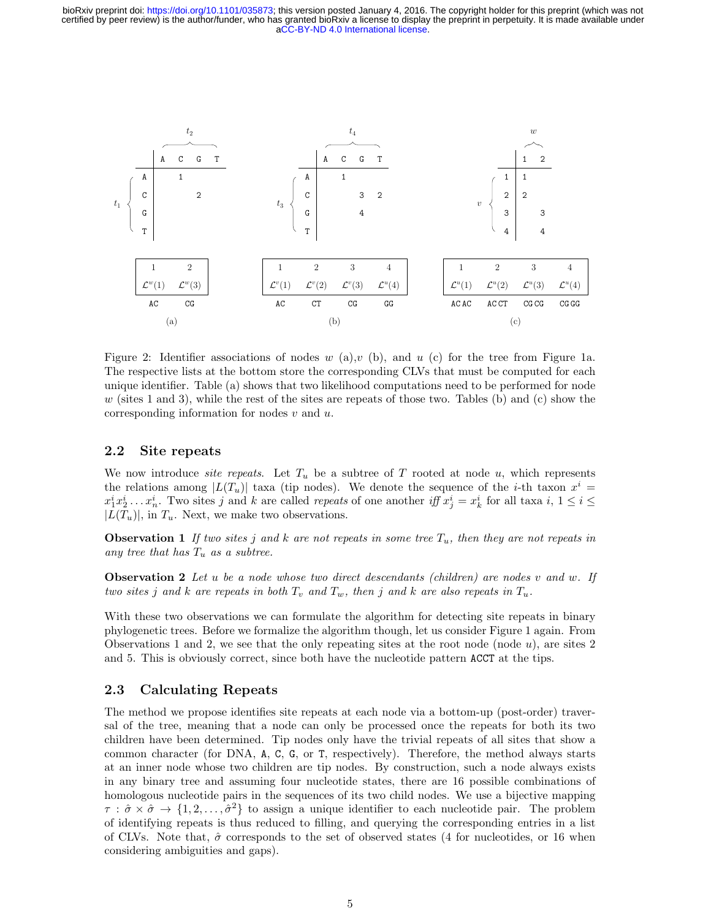**(a)** Node $w$ — rows: $t_1$; columns: $t_2$

| | A | C | G | T |
|---|---|---|---|---|
| A | 1 | | | |
| C | | | 2 | |
| G | | | | |
| T | | | | |

| 1 | 2 |
|---|---|
| $\mathcal{L}^w(1)$ | $\mathcal{L}^w(3)$ |
| AC | CG |

**(b)** Node $v$ — rows: $t_3$; columns: $t_4$

| | A | C | G | T |
|---|---|---|---|---|
| A | 1 | | | |
| C | | | 3 | 2 |
| G | | | 4 | |
| T | | | | |

| 1 | 2 | 3 | 4 |
|---|---|---|---|
| $\mathcal{L}^v(1)$ | $\mathcal{L}^v(2)$ | $\mathcal{L}^v(3)$ | $\mathcal{L}^v(4)$ |
| AC | CT | CG | GG |

**(c)** Node $u$ — rows: $v$; columns: $w$

| | 1 | 2 |
|---|---|---|
| 1 | 1 | |
| 2 | 2 | |
| 3 | | 3 |
| 4 | | 4 |

| 1 | 2 | 3 | 4 |
|---|---|---|---|
| $\mathcal{L}^u(1)$ | $\mathcal{L}^u(2)$ | $\mathcal{L}^u(3)$ | $\mathcal{L}^u(4)$ |
| AC AC | AC CT | CG CG | CG GG |

Figure 2: Identifier associations of nodes $w$ (a),$v$ (b), and $u$ (c) for the tree from Figure 1a. The respective lists at the bottom store the corresponding CLVs that must be computed for each unique identifier. Table (a) shows that two likelihood computations need to be performed for node $w$ (sites 1 and 3), while the rest of the sites are repeats of those two. Tables (b) and (c) show the corresponding information for nodes $v$ and $u$.

### 2.2 Site repeats

We now introduce *site repeats*. Let $T_u$ be a subtree of $T$ rooted at node $u$, which represents the relations among $|L(T_u)|$ taxa (tip nodes). We denote the sequence of the $i$-th taxon $x^i = x^i_1 x^i_2 \ldots x^i_n$. Two sites $j$ and $k$ are called *repeats* of one another *iff* $x^i_j = x^i_k$ for all taxa $i$, $1 \leq i \leq |L(T_u)|$, in $T_u$. Next, we make two observations.

**Observation 1** *If two sites $j$ and $k$ are not repeats in some tree $T_u$, then they are not repeats in any tree that has $T_u$ as a subtree.*

**Observation 2** *Let $u$ be a node whose two direct descendants (children) are nodes $v$ and $w$. If two sites $j$ and $k$ are repeats in both $T_v$ and $T_w$, then $j$ and $k$ are also repeats in $T_u$.*

With these two observations we can formulate the algorithm for detecting site repeats in binary phylogenetic trees. Before we formalize the algorithm though, let us consider Figure 1 again. From Observations 1 and 2, we see that the only repeating sites at the root node (node $u$), are sites 2 and 5. This is obviously correct, since both have the nucleotide pattern ACCT at the tips.

### 2.3 Calculating Repeats

The method we propose identifies site repeats at each node via a bottom-up (post-order) traversal of the tree, meaning that a node can only be processed once the repeats for both its two children have been determined. Tip nodes only have the trivial repeats of all sites that show a common character (for DNA, A, C, G, or T, respectively). Therefore, the method always starts at an inner node whose two children are tip nodes. By construction, such a node always exists in any binary tree and assuming four nucleotide states, there are 16 possible combinations of homologous nucleotide pairs in the sequences of its two child nodes. We use a bijective mapping $\tau : \hat{\sigma} \times \hat{\sigma} \rightarrow \{1, 2, \ldots, \hat{\sigma}^2\}$ to assign a unique identifier to each nucleotide pair. The problem of identifying repeats is thus reduced to filling, and querying the corresponding entries in a list of CLVs. Note that, $\hat{\sigma}$ corresponds to the set of observed states (4 for nucleotides, or 16 when considering ambiguities and gaps).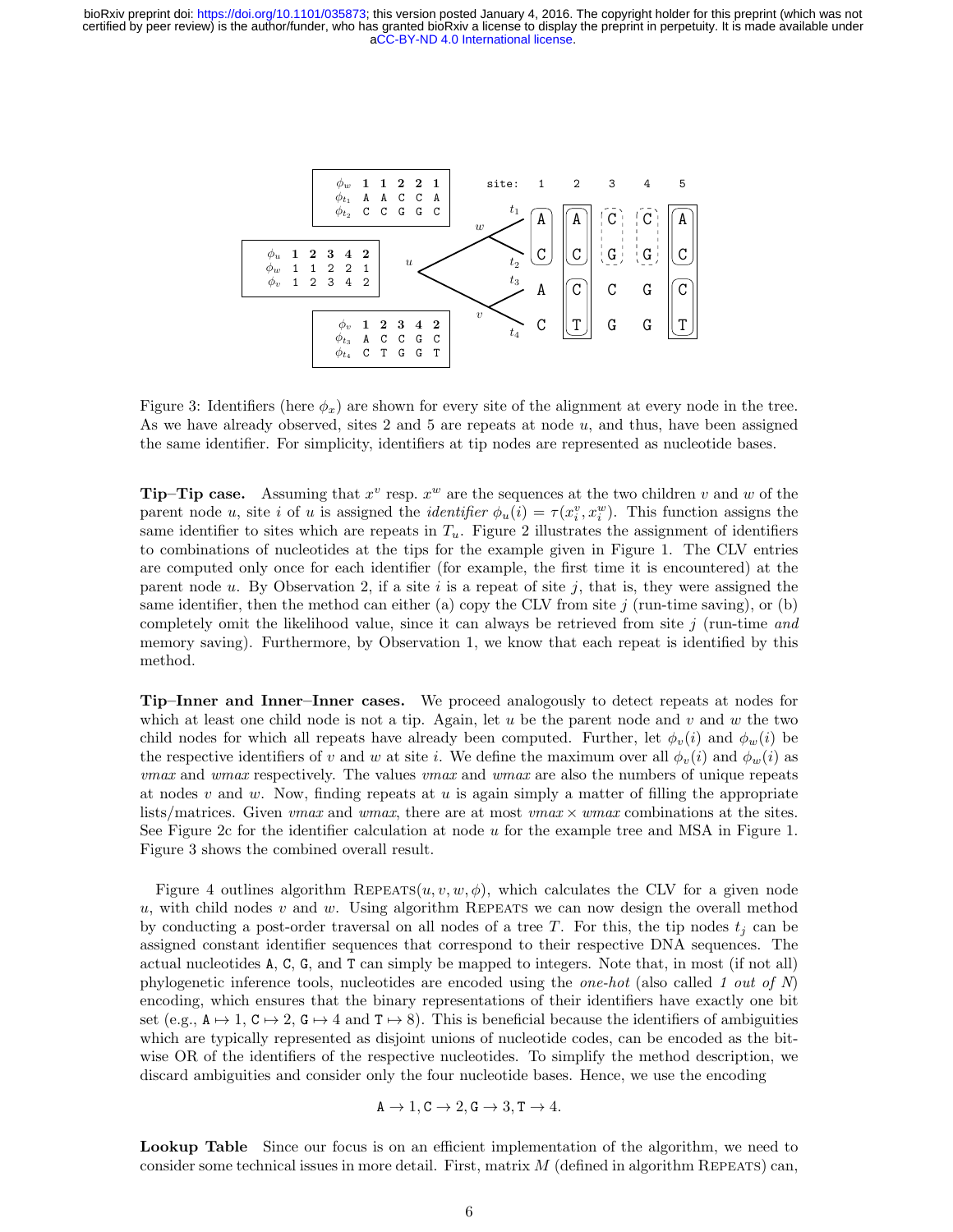Figure 3: Identifiers (here $\phi_x$) are shown for every site of the alignment at every node in the tree. As we have already observed, sites 2 and 5 are repeats at node $u$, and thus, have been assigned the same identifier. For simplicity, identifiers at tip nodes are represented as nucleotide bases.

**Tip–Tip case.** Assuming that $x^v$ resp. $x^w$ are the sequences at the two children $v$ and $w$ of the parent node $u$, site $i$ of $u$ is assigned the *identifier* $\phi_u(i) = \tau(x_i^v, x_i^w)$. This function assigns the same identifier to sites which are repeats in $T_u$. Figure 2 illustrates the assignment of identifiers to combinations of nucleotides at the tips for the example given in Figure 1. The CLV entries are computed only once for each identifier (for example, the first time it is encountered) at the parent node $u$. By Observation 2, if a site $i$ is a repeat of site $j$, that is, they were assigned the same identifier, then the method can either (a) copy the CLV from site $j$ (run-time saving), or (b) completely omit the likelihood value, since it can always be retrieved from site $j$ (run-time *and* memory saving). Furthermore, by Observation 1, we know that each repeat is identified by this method.

**Tip–Inner and Inner–Inner cases.** We proceed analogously to detect repeats at nodes for which at least one child node is not a tip. Again, let $u$ be the parent node and $v$ and $w$ the two child nodes for which all repeats have already been computed. Further, let $\phi_v(i)$ and $\phi_w(i)$ be the respective identifiers of $v$ and $w$ at site $i$. We define the maximum over all $\phi_v(i)$ and $\phi_w(i)$ as *vmax* and *wmax* respectively. The values *vmax* and *wmax* are also the numbers of unique repeats at nodes $v$ and $w$. Now, finding repeats at $u$ is again simply a matter of filling the appropriate lists/matrices. Given *vmax* and *wmax*, there are at most *vmax* $\times$ *wmax* combinations at the sites. See Figure 2c for the identifier calculation at node $u$ for the example tree and MSA in Figure 1. Figure 3 shows the combined overall result.

Figure 4 outlines algorithm Repeats($u, v, w, \phi$), which calculates the CLV for a given node $u$, with child nodes $v$ and $w$. Using algorithm Repeats we can now design the overall method by conducting a post-order traversal on all nodes of a tree $T$. For this, the tip nodes $t_j$ can be assigned constant identifier sequences that correspond to their respective DNA sequences. The actual nucleotides A, C, G, and T can simply be mapped to integers. Note that, in most (if not all) phylogenetic inference tools, nucleotides are encoded using the *one-hot* (also called *1 out of N*) encoding, which ensures that the binary representations of their identifiers have exactly one bit set (e.g., A $\mapsto$ 1, C $\mapsto$ 2, G $\mapsto$ 4 and T $\mapsto$ 8). This is beneficial because the identifiers of ambiguities which are typically represented as disjoint unions of nucleotide codes, can be encoded as the bit-wise OR of the identifiers of the respective nucleotides. To simplify the method description, we discard ambiguities and consider only the four nucleotide bases. Hence, we use the encoding

$$\texttt{A} \to 1, \texttt{C} \to 2, \texttt{G} \to 3, \texttt{T} \to 4.$$

**Lookup Table** Since our focus is on an efficient implementation of the algorithm, we need to consider some technical issues in more detail. First, matrix $M$ (defined in algorithm Repeats) can,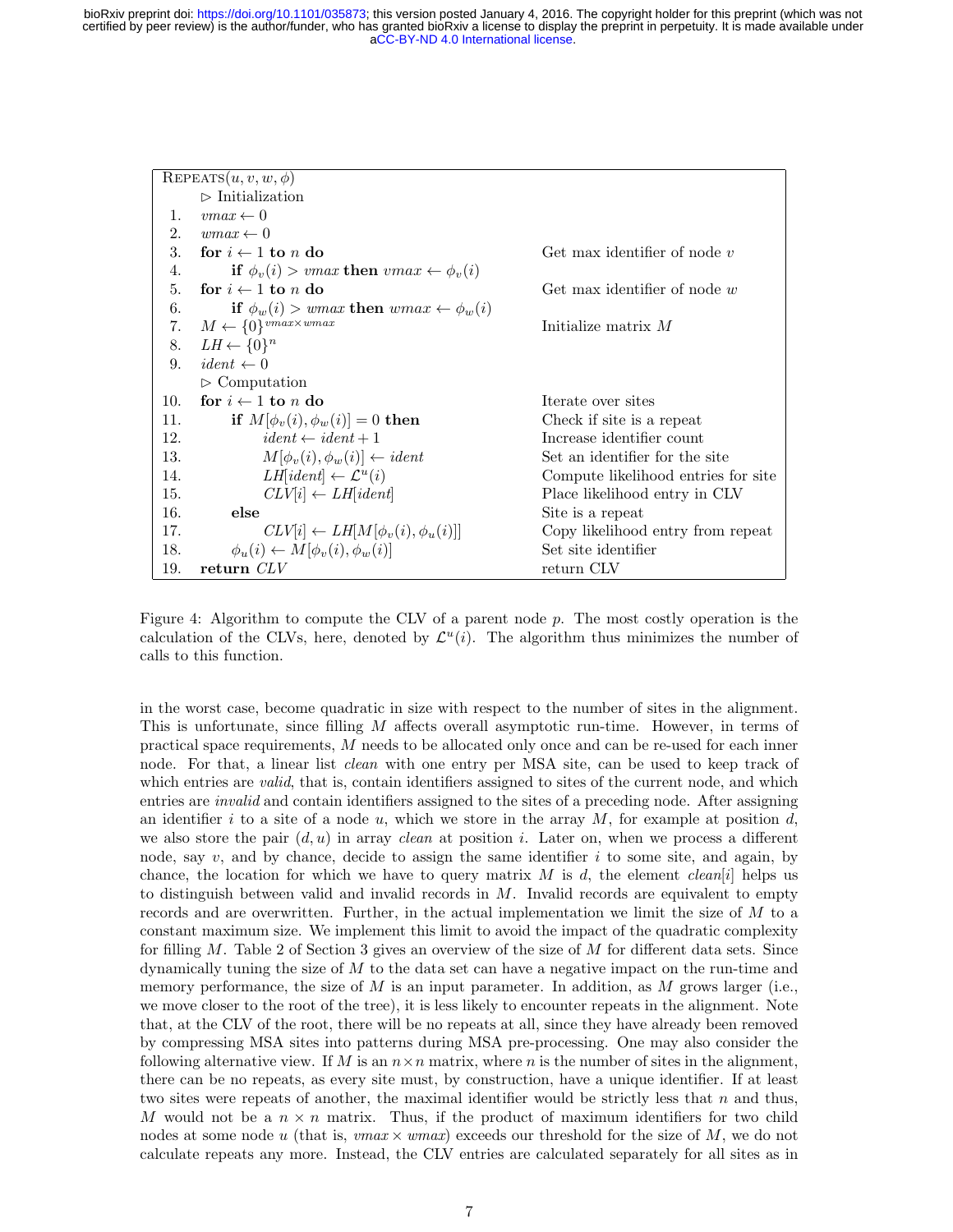```
REPEATS(u, v, w, φ)
    ▷ Initialization
 1.  vmax ← 0
 2.  wmax ← 0
 3.  for i ← 1 to n do                                  Get max identifier of node v
 4.      if φ_v(i) > vmax then vmax ← φ_v(i)
 5.  for i ← 1 to n do                                  Get max identifier of node w
 6.      if φ_w(i) > wmax then wmax ← φ_w(i)
 7.  M ← {0}^(vmax×wmax)                                Initialize matrix M
 8.  LH ← {0}^n
 9.  ident ← 0
    ▷ Computation
10.  for i ← 1 to n do                                  Iterate over sites
11.      if M[φ_v(i), φ_w(i)] = 0 then                  Check if site is a repeat
12.          ident ← ident + 1                          Increase identifier count
13.          M[φ_v(i), φ_w(i)] ← ident                  Set an identifier for the site
14.          LH[ident] ← L^u(i)                         Compute likelihood entries for site
15.          CLV[i] ← LH[ident]                         Place likelihood entry in CLV
16.      else                                           Site is a repeat
17.          CLV[i] ← LH[M[φ_v(i), φ_u(i)]]             Copy likelihood entry from repeat
18.      φ_u(i) ← M[φ_v(i), φ_w(i)]                     Set site identifier
19.  return CLV                                         return CLV
```

Figure 4: Algorithm to compute the CLV of a parent node $p$. The most costly operation is the calculation of the CLVs, here, denoted by $\mathcal{L}^u(i)$. The algorithm thus minimizes the number of calls to this function.

in the worst case, become quadratic in size with respect to the number of sites in the alignment. This is unfortunate, since filling $M$ affects overall asymptotic run-time. However, in terms of practical space requirements, $M$ needs to be allocated only once and can be re-used for each inner node. For that, a linear list *clean* with one entry per MSA site, can be used to keep track of which entries are *valid*, that is, contain identifiers assigned to sites of the current node, and which entries are *invalid* and contain identifiers assigned to the sites of a preceding node. After assigning an identifier $i$ to a site of a node $u$, which we store in the array $M$, for example at position $d$, we also store the pair $(d, u)$ in array *clean* at position $i$. Later on, when we process a different node, say $v$, and by chance, decide to assign the same identifier $i$ to some site, and again, by chance, the location for which we have to query matrix $M$ is $d$, the element *clean*$[i]$ helps us to distinguish between valid and invalid records in $M$. Invalid records are equivalent to empty records and are overwritten. Further, in the actual implementation we limit the size of $M$ to a constant maximum size. We implement this limit to avoid the impact of the quadratic complexity for filling $M$. Table 2 of Section 3 gives an overview of the size of $M$ for different data sets. Since dynamically tuning the size of $M$ to the data set can have a negative impact on the run-time and memory performance, the size of $M$ is an input parameter. In addition, as $M$ grows larger (i.e., we move closer to the root of the tree), it is less likely to encounter repeats in the alignment. Note that, at the CLV of the root, there will be no repeats at all, since they have already been removed by compressing MSA sites into patterns during MSA pre-processing. One may also consider the following alternative view. If $M$ is an $n \times n$ matrix, where $n$ is the number of sites in the alignment, there can be no repeats, as every site must, by construction, have a unique identifier. If at least two sites were repeats of another, the maximal identifier would be strictly less that $n$ and thus, $M$ would not be a $n \times n$ matrix. Thus, if the product of maximum identifiers for two child nodes at some node $u$ (that is, $vmax \times wmax$) exceeds our threshold for the size of $M$, we do not calculate repeats any more. Instead, the CLV entries are calculated separately for all sites as in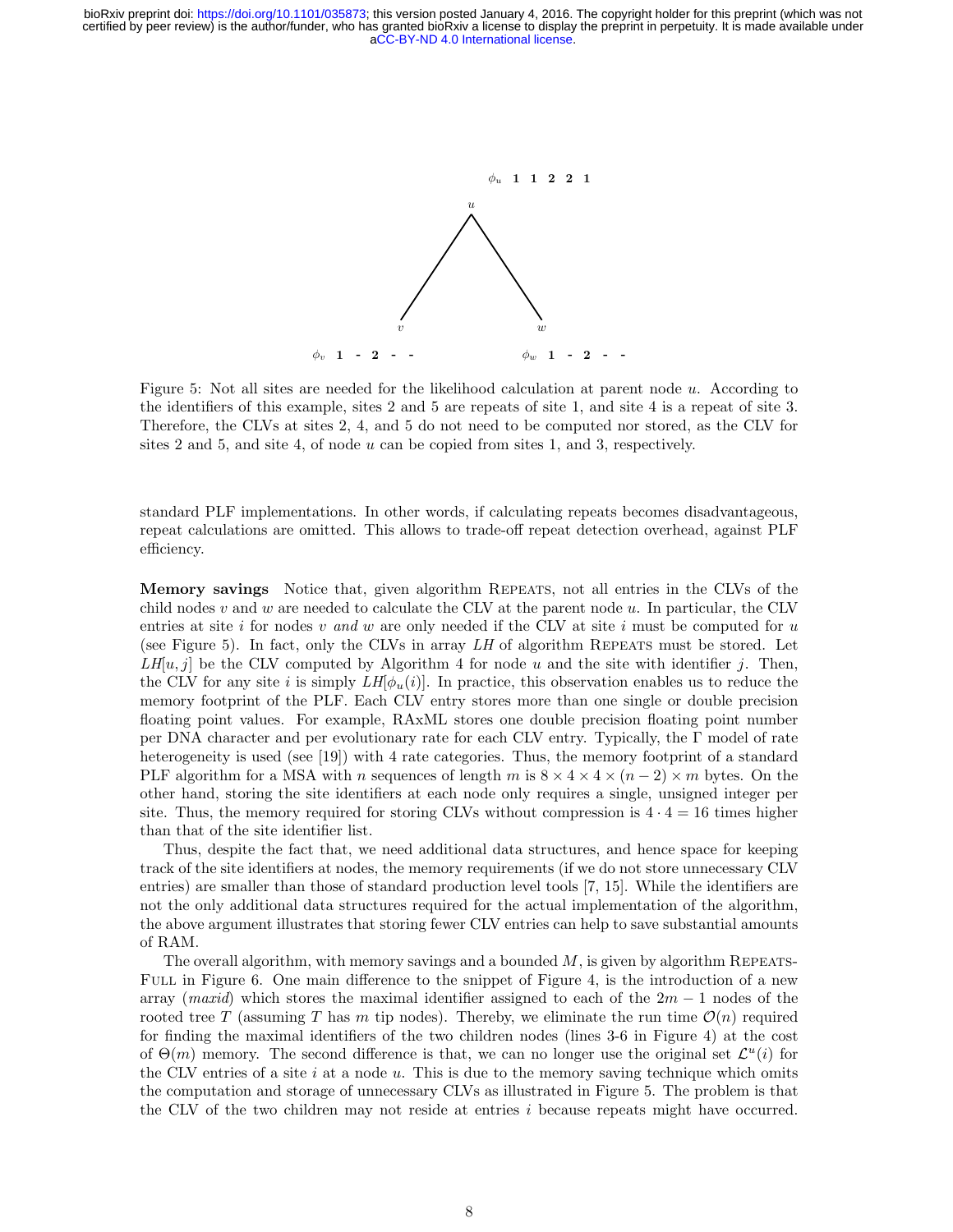$\phi_u$ **1 1 2 2 1**

$u$

$v$ $w$

$\phi_v$ **1 - 2 - -** $\phi_w$ **1 - 2 - -**

Figure 5: Not all sites are needed for the likelihood calculation at parent node $u$. According to the identifiers of this example, sites 2 and 5 are repeats of site 1, and site 4 is a repeat of site 3. Therefore, the CLVs at sites 2, 4, and 5 do not need to be computed nor stored, as the CLV for sites 2 and 5, and site 4, of node $u$ can be copied from sites 1, and 3, respectively.

standard PLF implementations. In other words, if calculating repeats becomes disadvantageous, repeat calculations are omitted. This allows to trade-off repeat detection overhead, against PLF efficiency.

**Memory savings** Notice that, given algorithm REPEATS, not all entries in the CLVs of the child nodes $v$ and $w$ are needed to calculate the CLV at the parent node $u$. In particular, the CLV entries at site $i$ for nodes $v$ *and* $w$ are only needed if the CLV at site $i$ must be computed for $u$ (see Figure 5). In fact, only the CLVs in array $LH$ of algorithm REPEATS must be stored. Let $LH[u, j]$ be the CLV computed by Algorithm 4 for node $u$ and the site with identifier $j$. Then, the CLV for any site $i$ is simply $LH[\phi_u(i)]$. In practice, this observation enables us to reduce the memory footprint of the PLF. Each CLV entry stores more than one single or double precision floating point values. For example, RAxML stores one double precision floating point number per DNA character and per evolutionary rate for each CLV entry. Typically, the $\Gamma$ model of rate heterogeneity is used (see [19]) with 4 rate categories. Thus, the memory footprint of a standard PLF algorithm for a MSA with $n$ sequences of length $m$ is $8 \times 4 \times 4 \times (n-2) \times m$ bytes. On the other hand, storing the site identifiers at each node only requires a single, unsigned integer per site. Thus, the memory required for storing CLVs without compression is $4 \cdot 4 = 16$ times higher than that of the site identifier list.

Thus, despite the fact that, we need additional data structures, and hence space for keeping track of the site identifiers at nodes, the memory requirements (if we do not store unnecessary CLV entries) are smaller than those of standard production level tools [7, 15]. While the identifiers are not the only additional data structures required for the actual implementation of the algorithm, the above argument illustrates that storing fewer CLV entries can help to save substantial amounts of RAM.

The overall algorithm, with memory savings and a bounded $M$, is given by algorithm REPEATS-FULL in Figure 6. One main difference to the snippet of Figure 4, is the introduction of a new array (*maxid*) which stores the maximal identifier assigned to each of the $2m-1$ nodes of the rooted tree $T$ (assuming $T$ has $m$ tip nodes). Thereby, we eliminate the run time $\mathcal{O}(n)$ required for finding the maximal identifiers of the two children nodes (lines 3-6 in Figure 4) at the cost of $\Theta(m)$ memory. The second difference is that, we can no longer use the original set $\mathcal{L}^u(i)$ for the CLV entries of a site $i$ at a node $u$. This is due to the memory saving technique which omits the computation and storage of unnecessary CLVs as illustrated in Figure 5. The problem is that the CLV of the two children may not reside at entries $i$ because repeats might have occurred.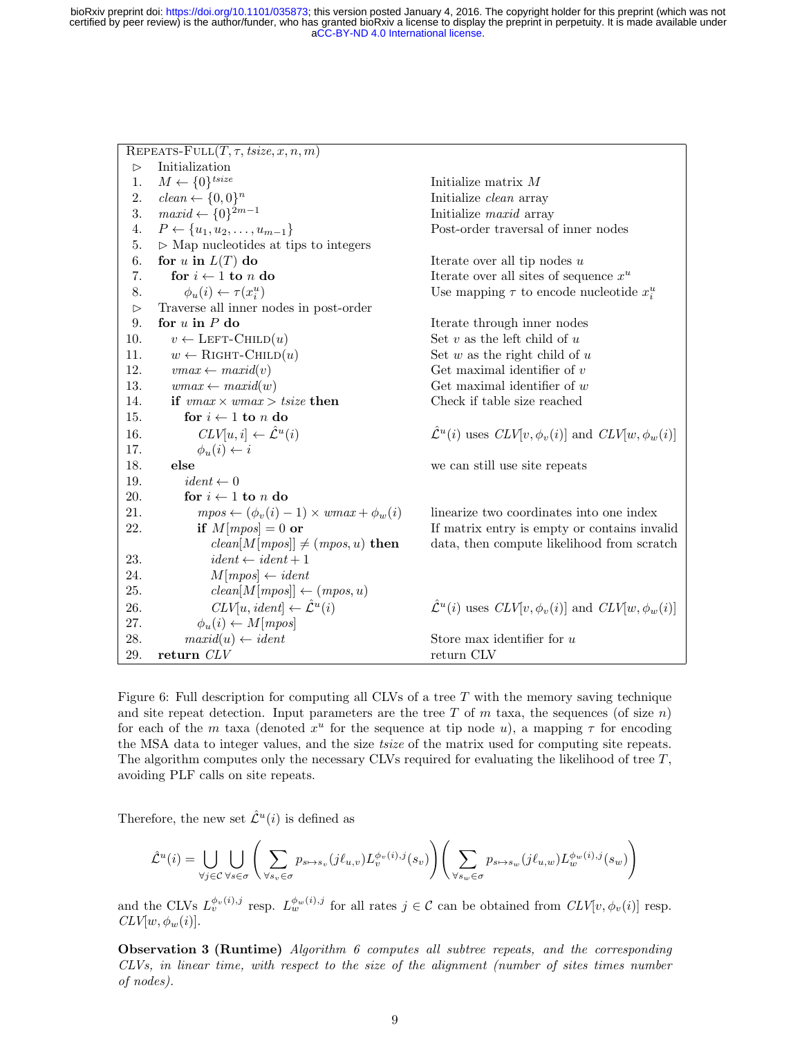```
REPEATS-FULL(T, τ, tsize, x, n, m)
 ▷   Initialization
 1.  M ← {0}^tsize                          Initialize matrix M
 2.  clean ← {0,0}^n                        Initialize clean array
 3.  maxid ← {0}^(2m−1)                     Initialize maxid array
 4.  P ← {u_1, u_2, ..., u_(m−1)}           Post-order traversal of inner nodes
 5.  ▷ Map nucleotides at tips to integers
 6.  for u in L(T) do                       Iterate over all tip nodes u
 7.      for i ← 1 to n do                  Iterate over all sites of sequence x^u
 8.          φ_u(i) ← τ(x^u_i)              Use mapping τ to encode nucleotide x^u_i
 ▷   Traverse all inner nodes in post-order
 9.  for u in P do                          Iterate through inner nodes
10.      v ← LEFT-CHILD(u)                  Set v as the left child of u
11.      w ← RIGHT-CHILD(u)                 Set w as the right child of u
12.      vmax ← maxid(v)                    Get maximal identifier of v
13.      wmax ← maxid(w)                    Get maximal identifier of w
14.      if vmax × wmax > tsize then        Check if table size reached
15.          for i ← 1 to n do
16.              CLV[u, i] ← L̂^u(i)          L̂^u(i) uses CLV[v, φ_v(i)] and CLV[w, φ_w(i)]
17.              φ_u(i) ← i
18.      else                               we can still use site repeats
19.          ident ← 0
20.          for i ← 1 to n do
21.              mpos ← (φ_v(i) − 1) × wmax + φ_w(i)     linearize two coordinates into one index
22.              if M[mpos] = 0 or                       If matrix entry is empty or contains invalid
                    clean[M[mpos]] ≠ (mpos, u) then      data, then compute likelihood from scratch
23.                  ident ← ident + 1
24.                  M[mpos] ← ident
25.                  clean[M[mpos]] ← (mpos, u)
26.                  CLV[u, ident] ← L̂^u(i)             L̂^u(i) uses CLV[v, φ_v(i)] and CLV[w, φ_w(i)]
27.              φ_u(i) ← M[mpos]
28.          maxid(u) ← ident               Store max identifier for u
29.  return CLV                             return CLV
```

Figure 6: Full description for computing all CLVs of a tree $T$ with the memory saving technique and site repeat detection. Input parameters are the tree $T$ of $m$ taxa, the sequences (of size $n$) for each of the $m$ taxa (denoted $x^u$ for the sequence at tip node $u$), a mapping $\tau$ for encoding the MSA data to integer values, and the size *tsize* of the matrix used for computing site repeats. The algorithm computes only the necessary CLVs required for evaluating the likelihood of tree $T$, avoiding PLF calls on site repeats.

Therefore, the new set $\hat{\mathcal{L}}^u(i)$ is defined as

$$\hat{\mathcal{L}}^u(i) = \bigcup_{\forall j \in \mathcal{C}} \bigcup_{\forall s \in \sigma} \left( \sum_{\forall s_v \in \sigma} p_{s \mapsto s_v}(j\ell_{u,v}) L_v^{\phi_v(i),j}(s_v) \right) \left( \sum_{\forall s_w \in \sigma} p_{s \mapsto s_w}(j\ell_{u,w}) L_w^{\phi_w(i),j}(s_w) \right)$$

and the CLVs $L_v^{\phi_v(i),j}$ resp. $L_w^{\phi_w(i),j}$ for all rates $j \in \mathcal{C}$ can be obtained from $CLV[v, \phi_v(i)]$ resp. $CLV[w, \phi_w(i)]$.

**Observation 3 (Runtime)** *Algorithm 6 computes all subtree repeats, and the corresponding CLVs, in linear time, with respect to the size of the alignment (number of sites times number of nodes).*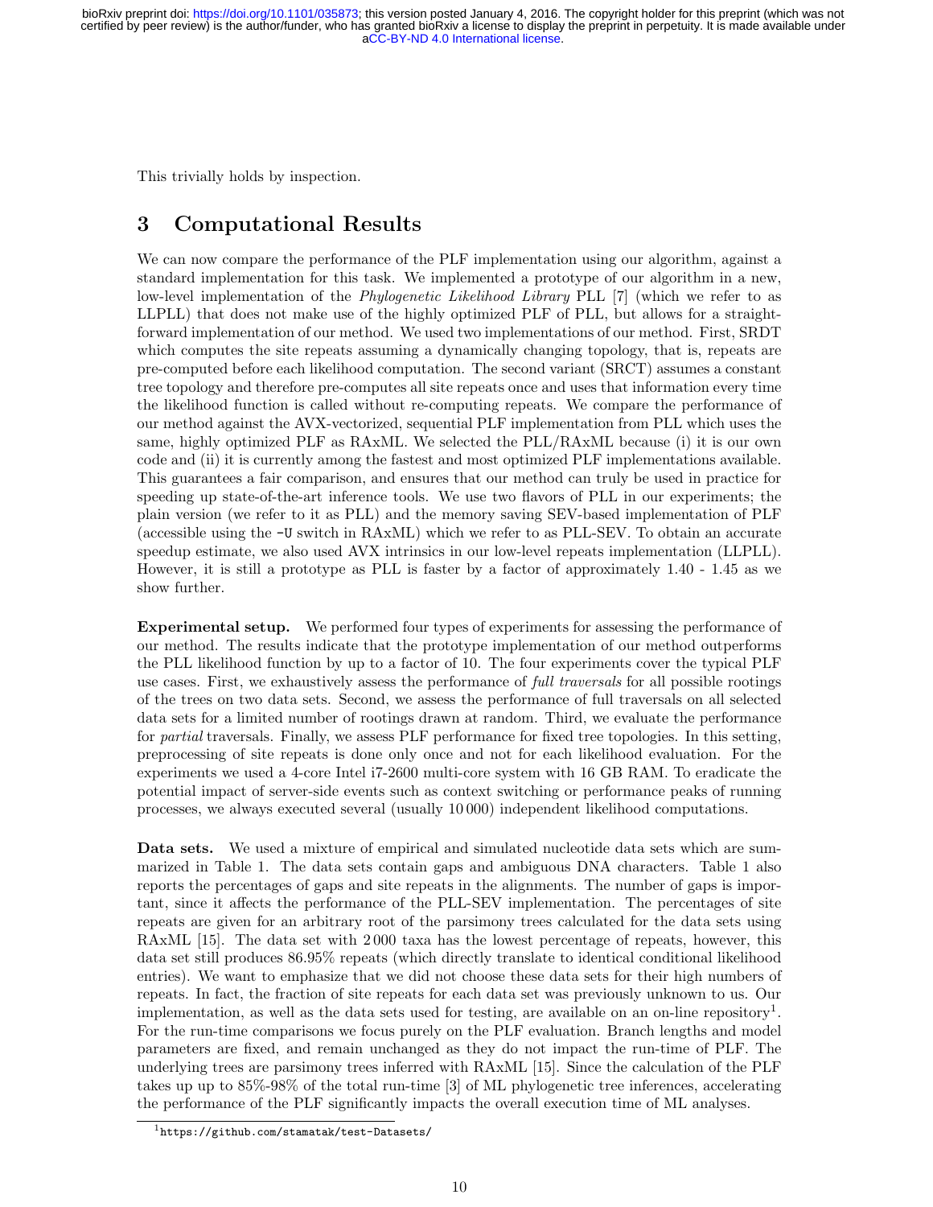This trivially holds by inspection.

## 3 Computational Results

We can now compare the performance of the PLF implementation using our algorithm, against a standard implementation for this task. We implemented a prototype of our algorithm in a new, low-level implementation of the *Phylogenetic Likelihood Library* PLL [7] (which we refer to as LLPLL) that does not make use of the highly optimized PLF of PLL, but allows for a straightforward implementation of our method. We used two implementations of our method. First, SRDT which computes the site repeats assuming a dynamically changing topology, that is, repeats are pre-computed before each likelihood computation. The second variant (SRCT) assumes a constant tree topology and therefore pre-computes all site repeats once and uses that information every time the likelihood function is called without re-computing repeats. We compare the performance of our method against the AVX-vectorized, sequential PLF implementation from PLL which uses the same, highly optimized PLF as RAxML. We selected the PLL/RAxML because (i) it is our own code and (ii) it is currently among the fastest and most optimized PLF implementations available. This guarantees a fair comparison, and ensures that our method can truly be used in practice for speeding up state-of-the-art inference tools. We use two flavors of PLL in our experiments; the plain version (we refer to it as PLL) and the memory saving SEV-based implementation of PLF (accessible using the `-U` switch in RAxML) which we refer to as PLL-SEV. To obtain an accurate speedup estimate, we also used AVX intrinsics in our low-level repeats implementation (LLPLL). However, it is still a prototype as PLL is faster by a factor of approximately 1.40 - 1.45 as we show further.

**Experimental setup.** We performed four types of experiments for assessing the performance of our method. The results indicate that the prototype implementation of our method outperforms the PLL likelihood function by up to a factor of 10. The four experiments cover the typical PLF use cases. First, we exhaustively assess the performance of *full traversals* for all possible rootings of the trees on two data sets. Second, we assess the performance of full traversals on all selected data sets for a limited number of rootings drawn at random. Third, we evaluate the performance for *partial* traversals. Finally, we assess PLF performance for fixed tree topologies. In this setting, preprocessing of site repeats is done only once and not for each likelihood evaluation. For the experiments we used a 4-core Intel i7-2600 multi-core system with 16 GB RAM. To eradicate the potential impact of server-side events such as context switching or performance peaks of running processes, we always executed several (usually 10 000) independent likelihood computations.

**Data sets.** We used a mixture of empirical and simulated nucleotide data sets which are summarized in Table 1. The data sets contain gaps and ambiguous DNA characters. Table 1 also reports the percentages of gaps and site repeats in the alignments. The number of gaps is important, since it affects the performance of the PLL-SEV implementation. The percentages of site repeats are given for an arbitrary root of the parsimony trees calculated for the data sets using RAxML [15]. The data set with 2 000 taxa has the lowest percentage of repeats, however, this data set still produces 86.95% repeats (which directly translate to identical conditional likelihood entries). We want to emphasize that we did not choose these data sets for their high numbers of repeats. In fact, the fraction of site repeats for each data set was previously unknown to us. Our implementation, as well as the data sets used for testing, are available on an on-line repository[1]. For the run-time comparisons we focus purely on the PLF evaluation. Branch lengths and model parameters are fixed, and remain unchanged as they do not impact the run-time of PLF. The underlying trees are parsimony trees inferred with RAxML [15]. Since the calculation of the PLF takes up up to 85%-98% of the total run-time [3] of ML phylogenetic tree inferences, accelerating the performance of the PLF significantly impacts the overall execution time of ML analyses.

[1] `https://github.com/stamatak/test-Datasets/`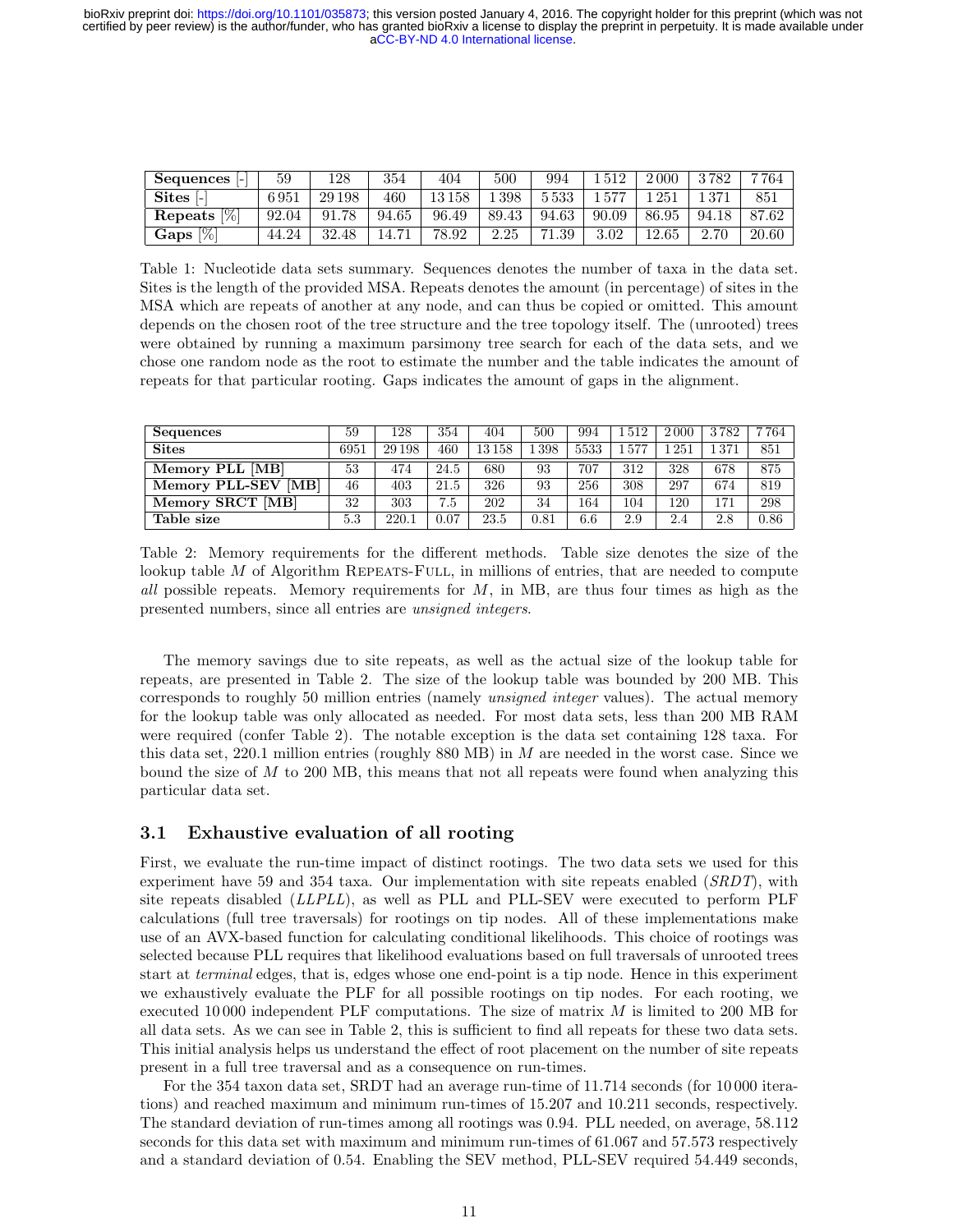| **Sequences** [-] | 59 | 128 | 354 | 404 | 500 | 994 | 1 512 | 2 000 | 3 782 | 7 764 |
|---|---|---|---|---|---|---|---|---|---|---|
| **Sites** [-] | 6 951 | 29 198 | 460 | 13 158 | 1 398 | 5 533 | 1 577 | 1 251 | 1 371 | 851 |
| **Repeats** [%] | 92.04 | 91.78 | 94.65 | 96.49 | 89.43 | 94.63 | 90.09 | 86.95 | 94.18 | 87.62 |
| **Gaps** [%] | 44.24 | 32.48 | 14.71 | 78.92 | 2.25 | 71.39 | 3.02 | 12.65 | 2.70 | 20.60 |

Table 1: Nucleotide data sets summary. Sequences denotes the number of taxa in the data set. Sites is the length of the provided MSA. Repeats denotes the amount (in percentage) of sites in the MSA which are repeats of another at any node, and can thus be copied or omitted. This amount depends on the chosen root of the tree structure and the tree topology itself. The (unrooted) trees were obtained by running a maximum parsimony tree search for each of the data sets, and we chose one random node as the root to estimate the number and the table indicates the amount of repeats for that particular rooting. Gaps indicates the amount of gaps in the alignment.

| **Sequences** | 59 | 128 | 354 | 404 | 500 | 994 | 1 512 | 2 000 | 3 782 | 7 764 |
|---|---|---|---|---|---|---|---|---|---|---|
| **Sites** | 6951 | 29 198 | 460 | 13 158 | 1 398 | 5533 | 1 577 | 1 251 | 1 371 | 851 |
| **Memory PLL [MB]** | 53 | 474 | 24.5 | 680 | 93 | 707 | 312 | 328 | 678 | 875 |
| **Memory PLL-SEV [MB]** | 46 | 403 | 21.5 | 326 | 93 | 256 | 308 | 297 | 674 | 819 |
| **Memory SRCT [MB]** | 32 | 303 | 7.5 | 202 | 34 | 164 | 104 | 120 | 171 | 298 |
| **Table size** | 5.3 | 220.1 | 0.07 | 23.5 | 0.81 | 6.6 | 2.9 | 2.4 | 2.8 | 0.86 |

Table 2: Memory requirements for the different methods. Table size denotes the size of the lookup table $M$ of Algorithm Repeats-Full, in millions of entries, that are needed to compute *all* possible repeats. Memory requirements for $M$, in MB, are thus four times as high as the presented numbers, since all entries are *unsigned integers*.

The memory savings due to site repeats, as well as the actual size of the lookup table for repeats, are presented in Table 2. The size of the lookup table was bounded by 200 MB. This corresponds to roughly 50 million entries (namely *unsigned integer* values). The actual memory for the lookup table was only allocated as needed. For most data sets, less than 200 MB RAM were required (confer Table 2). The notable exception is the data set containing 128 taxa. For this data set, 220.1 million entries (roughly 880 MB) in $M$ are needed in the worst case. Since we bound the size of $M$ to 200 MB, this means that not all repeats were found when analyzing this particular data set.

### 3.1 Exhaustive evaluation of all rooting

First, we evaluate the run-time impact of distinct rootings. The two data sets we used for this experiment have 59 and 354 taxa. Our implementation with site repeats enabled (*SRDT*), with site repeats disabled (*LLPLL*), as well as PLL and PLL-SEV were executed to perform PLF calculations (full tree traversals) for rootings on tip nodes. All of these implementations make use of an AVX-based function for calculating conditional likelihoods. This choice of rootings was selected because PLL requires that likelihood evaluations based on full traversals of unrooted trees start at *terminal* edges, that is, edges whose one end-point is a tip node. Hence in this experiment we exhaustively evaluate the PLF for all possible rootings on tip nodes. For each rooting, we executed 10 000 independent PLF computations. The size of matrix $M$ is limited to 200 MB for all data sets. As we can see in Table 2, this is sufficient to find all repeats for these two data sets. This initial analysis helps us understand the effect of root placement on the number of site repeats present in a full tree traversal and as a consequence on run-times.

For the 354 taxon data set, SRDT had an average run-time of 11.714 seconds (for 10 000 iterations) and reached maximum and minimum run-times of 15.207 and 10.211 seconds, respectively. The standard deviation of run-times among all rootings was 0.94. PLL needed, on average, 58.112 seconds for this data set with maximum and minimum run-times of 61.067 and 57.573 respectively and a standard deviation of 0.54. Enabling the SEV method, PLL-SEV required 54.449 seconds,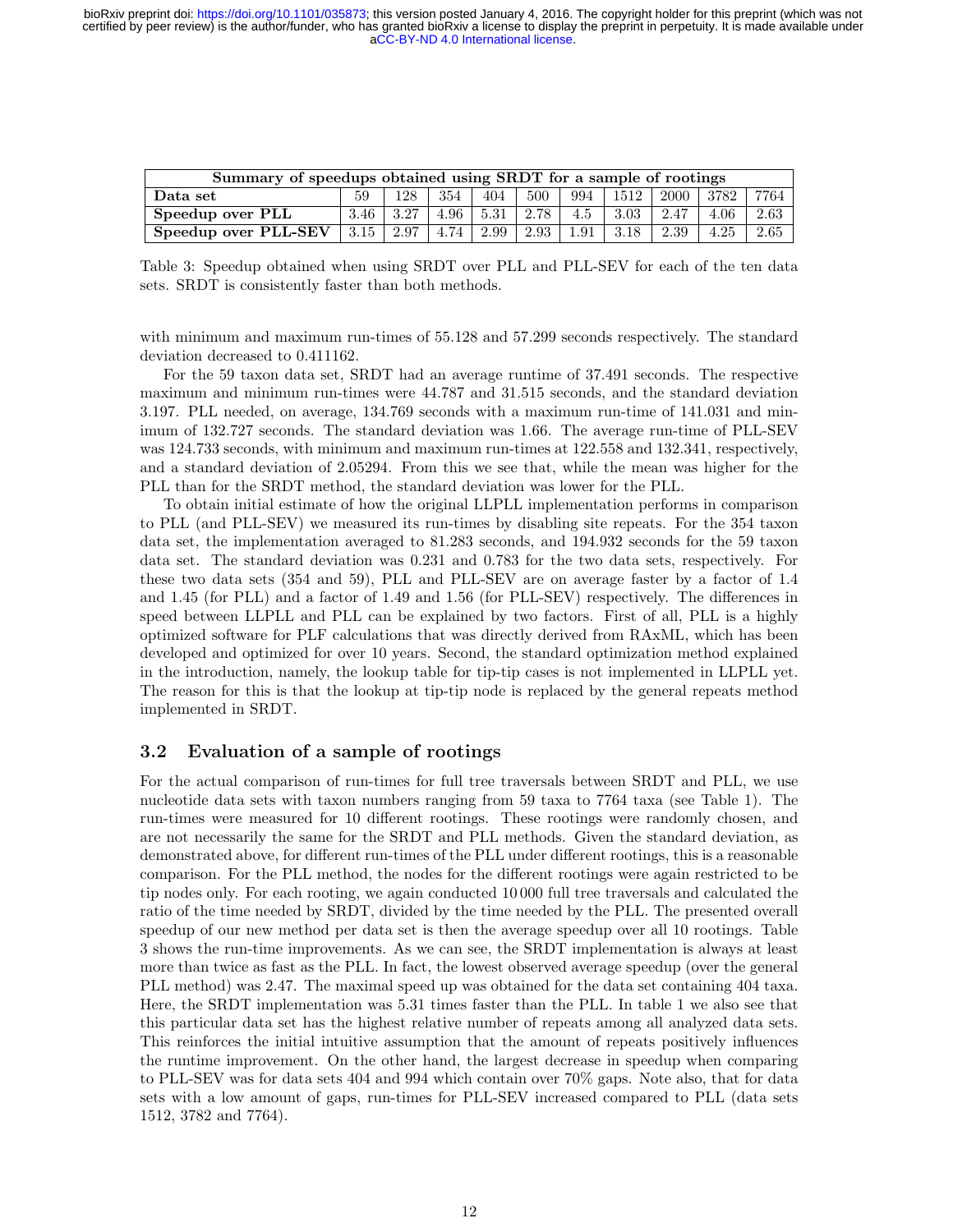| Summary of speedups obtained using SRDT for a sample of rootings | | | | | | | | | | |
|---|---|---|---|---|---|---|---|---|---|---|
| **Data set** | 59 | 128 | 354 | 404 | 500 | 994 | 1512 | 2000 | 3782 | 7764 |
| **Speedup over PLL** | 3.46 | 3.27 | 4.96 | 5.31 | 2.78 | 4.5 | 3.03 | 2.47 | 4.06 | 2.63 |
| **Speedup over PLL-SEV** | 3.15 | 2.97 | 4.74 | 2.99 | 2.93 | 1.91 | 3.18 | 2.39 | 4.25 | 2.65 |

Table 3: Speedup obtained when using SRDT over PLL and PLL-SEV for each of the ten data sets. SRDT is consistently faster than both methods.

with minimum and maximum run-times of 55.128 and 57.299 seconds respectively. The standard deviation decreased to 0.411162.

For the 59 taxon data set, SRDT had an average runtime of 37.491 seconds. The respective maximum and minimum run-times were 44.787 and 31.515 seconds, and the standard deviation 3.197. PLL needed, on average, 134.769 seconds with a maximum run-time of 141.031 and minimum of 132.727 seconds. The standard deviation was 1.66. The average run-time of PLL-SEV was 124.733 seconds, with minimum and maximum run-times at 122.558 and 132.341, respectively, and a standard deviation of 2.05294. From this we see that, while the mean was higher for the PLL than for the SRDT method, the standard deviation was lower for the PLL.

To obtain initial estimate of how the original LLPLL implementation performs in comparison to PLL (and PLL-SEV) we measured its run-times by disabling site repeats. For the 354 taxon data set, the implementation averaged to 81.283 seconds, and 194.932 seconds for the 59 taxon data set. The standard deviation was 0.231 and 0.783 for the two data sets, respectively. For these two data sets (354 and 59), PLL and PLL-SEV are on average faster by a factor of 1.4 and 1.45 (for PLL) and a factor of 1.49 and 1.56 (for PLL-SEV) respectively. The differences in speed between LLPLL and PLL can be explained by two factors. First of all, PLL is a highly optimized software for PLF calculations that was directly derived from RAxML, which has been developed and optimized for over 10 years. Second, the standard optimization method explained in the introduction, namely, the lookup table for tip-tip cases is not implemented in LLPLL yet. The reason for this is that the lookup at tip-tip node is replaced by the general repeats method implemented in SRDT.

## 3.2 Evaluation of a sample of rootings

For the actual comparison of run-times for full tree traversals between SRDT and PLL, we use nucleotide data sets with taxon numbers ranging from 59 taxa to 7764 taxa (see Table 1). The run-times were measured for 10 different rootings. These rootings were randomly chosen, and are not necessarily the same for the SRDT and PLL methods. Given the standard deviation, as demonstrated above, for different run-times of the PLL under different rootings, this is a reasonable comparison. For the PLL method, the nodes for the different rootings were again restricted to be tip nodes only. For each rooting, we again conducted 10 000 full tree traversals and calculated the ratio of the time needed by SRDT, divided by the time needed by the PLL. The presented overall speedup of our new method per data set is then the average speedup over all 10 rootings. Table 3 shows the run-time improvements. As we can see, the SRDT implementation is always at least more than twice as fast as the PLL. In fact, the lowest observed average speedup (over the general PLL method) was 2.47. The maximal speed up was obtained for the data set containing 404 taxa. Here, the SRDT implementation was 5.31 times faster than the PLL. In table 1 we also see that this particular data set has the highest relative number of repeats among all analyzed data sets. This reinforces the initial intuitive assumption that the amount of repeats positively influences the runtime improvement. On the other hand, the largest decrease in speedup when comparing to PLL-SEV was for data sets 404 and 994 which contain over 70% gaps. Note also, that for data sets with a low amount of gaps, run-times for PLL-SEV increased compared to PLL (data sets 1512, 3782 and 7764).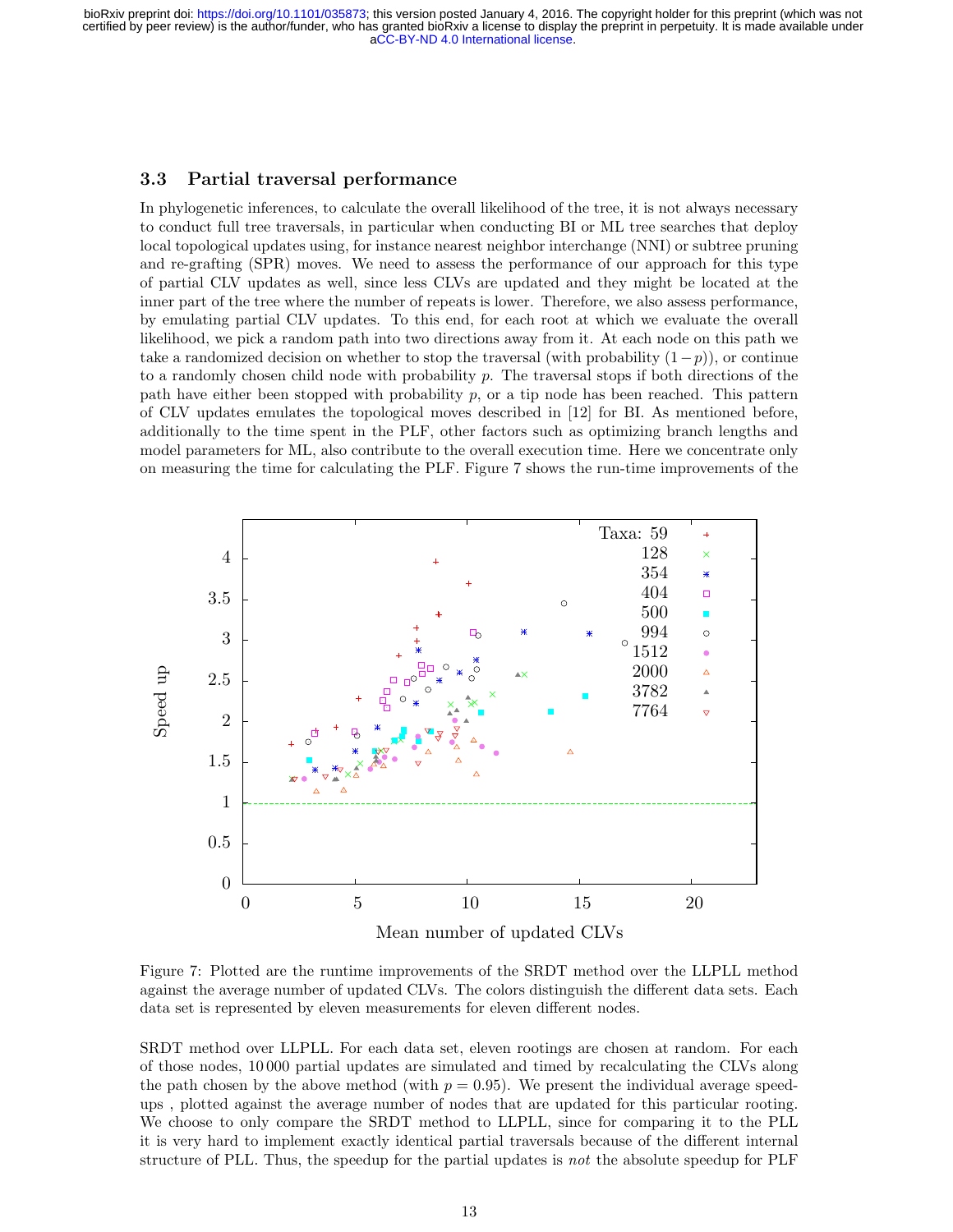### 3.3 Partial traversal performance

In phylogenetic inferences, to calculate the overall likelihood of the tree, it is not always necessary to conduct full tree traversals, in particular when conducting BI or ML tree searches that deploy local topological updates using, for instance nearest neighbor interchange (NNI) or subtree pruning and re-grafting (SPR) moves. We need to assess the performance of our approach for this type of partial CLV updates as well, since less CLVs are updated and they might be located at the inner part of the tree where the number of repeats is lower. Therefore, we also assess performance, by emulating partial CLV updates. To this end, for each root at which we evaluate the overall likelihood, we pick a random path into two directions away from it. At each node on this path we take a randomized decision on whether to stop the traversal (with probability $(1-p)$), or continue to a randomly chosen child node with probability $p$. The traversal stops if both directions of the path have either been stopped with probability $p$, or a tip node has been reached. This pattern of CLV updates emulates the topological moves described in [12] for BI. As mentioned before, additionally to the time spent in the PLF, other factors such as optimizing branch lengths and model parameters for ML, also contribute to the overall execution time. Here we concentrate only on measuring the time for calculating the PLF. Figure 7 shows the run-time improvements of the

Figure 7: Plotted are the runtime improvements of the SRDT method over the LLPLL method against the average number of updated CLVs. The colors distinguish the different data sets. Each data set is represented by eleven measurements for eleven different nodes.

SRDT method over LLPLL. For each data set, eleven rootings are chosen at random. For each of those nodes, 10 000 partial updates are simulated and timed by recalculating the CLVs along the path chosen by the above method (with $p = 0.95$). We present the individual average speed-ups , plotted against the average number of nodes that are updated for this particular rooting. We choose to only compare the SRDT method to LLPLL, since for comparing it to the PLL it is very hard to implement exactly identical partial traversals because of the different internal structure of PLL. Thus, the speedup for the partial updates is *not* the absolute speedup for PLF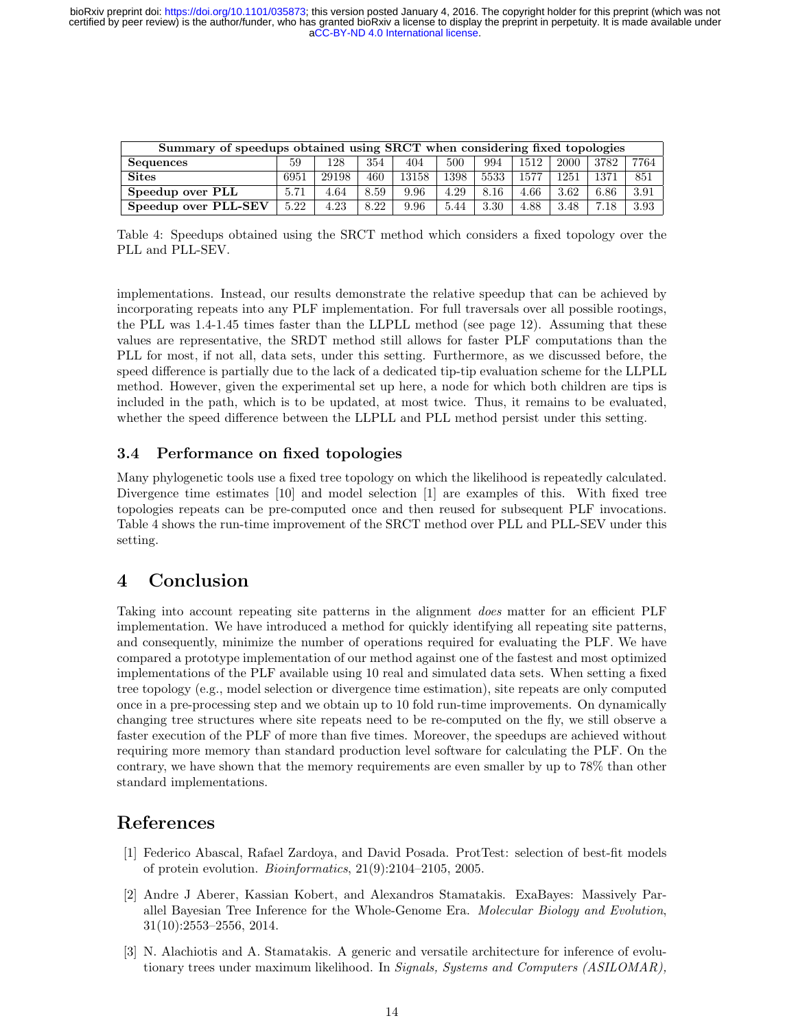| Summary of speedups obtained using SRCT when considering fixed topologies | | | | | | | | | | |
|---|---|---|---|---|---|---|---|---|---|---|
| **Sequences** | 59 | 128 | 354 | 404 | 500 | 994 | 1512 | 2000 | 3782 | 7764 |
| **Sites** | 6951 | 29198 | 460 | 13158 | 1398 | 5533 | 1577 | 1251 | 1371 | 851 |
| **Speedup over PLL** | 5.71 | 4.64 | 8.59 | 9.96 | 4.29 | 8.16 | 4.66 | 3.62 | 6.86 | 3.91 |
| **Speedup over PLL-SEV** | 5.22 | 4.23 | 8.22 | 9.96 | 5.44 | 3.30 | 4.88 | 3.48 | 7.18 | 3.93 |

Table 4: Speedups obtained using the SRCT method which considers a fixed topology over the PLL and PLL-SEV.

implementations. Instead, our results demonstrate the relative speedup that can be achieved by incorporating repeats into any PLF implementation. For full traversals over all possible rootings, the PLL was 1.4-1.45 times faster than the LLPLL method (see page 12). Assuming that these values are representative, the SRDT method still allows for faster PLF computations than the PLL for most, if not all, data sets, under this setting. Furthermore, as we discussed before, the speed difference is partially due to the lack of a dedicated tip-tip evaluation scheme for the LLPLL method. However, given the experimental set up here, a node for which both children are tips is included in the path, which is to be updated, at most twice. Thus, it remains to be evaluated, whether the speed difference between the LLPLL and PLL method persist under this setting.

### 3.4 Performance on fixed topologies

Many phylogenetic tools use a fixed tree topology on which the likelihood is repeatedly calculated. Divergence time estimates [10] and model selection [1] are examples of this. With fixed tree topologies repeats can be pre-computed once and then reused for subsequent PLF invocations. Table 4 shows the run-time improvement of the SRCT method over PLL and PLL-SEV under this setting.

## 4 Conclusion

Taking into account repeating site patterns in the alignment *does* matter for an efficient PLF implementation. We have introduced a method for quickly identifying all repeating site patterns, and consequently, minimize the number of operations required for evaluating the PLF. We have compared a prototype implementation of our method against one of the fastest and most optimized implementations of the PLF available using 10 real and simulated data sets. When setting a fixed tree topology (e.g., model selection or divergence time estimation), site repeats are only computed once in a pre-processing step and we obtain up to 10 fold run-time improvements. On dynamically changing tree structures where site repeats need to be re-computed on the fly, we still observe a faster execution of the PLF of more than five times. Moreover, the speedups are achieved without requiring more memory than standard production level software for calculating the PLF. On the contrary, we have shown that the memory requirements are even smaller by up to 78% than other standard implementations.

## References

[1] Federico Abascal, Rafael Zardoya, and David Posada. ProtTest: selection of best-fit models of protein evolution. *Bioinformatics*, 21(9):2104–2105, 2005.

[2] Andre J Aberer, Kassian Kobert, and Alexandros Stamatakis. ExaBayes: Massively Parallel Bayesian Tree Inference for the Whole-Genome Era. *Molecular Biology and Evolution*, 31(10):2553–2556, 2014.

[3] N. Alachiotis and A. Stamatakis. A generic and versatile architecture for inference of evolutionary trees under maximum likelihood. In *Signals, Systems and Computers (ASILOMAR),*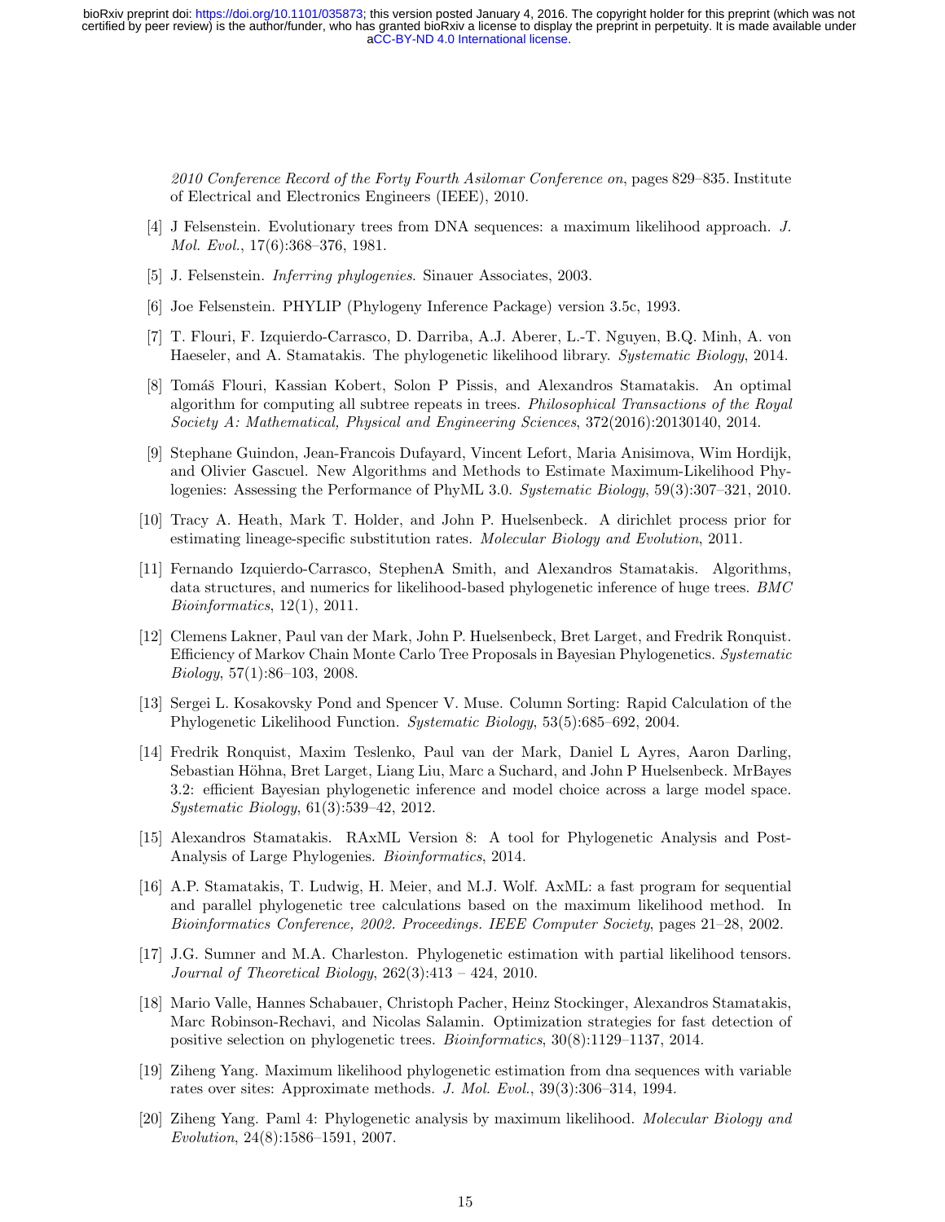*2010 Conference Record of the Forty Fourth Asilomar Conference on*, pages 829–835. Institute of Electrical and Electronics Engineers (IEEE), 2010.

[4] J Felsenstein. Evolutionary trees from DNA sequences: a maximum likelihood approach. *J. Mol. Evol.*, 17(6):368–376, 1981.

[5] J. Felsenstein. *Inferring phylogenies*. Sinauer Associates, 2003.

[6] Joe Felsenstein. PHYLIP (Phylogeny Inference Package) version 3.5c, 1993.

[7] T. Flouri, F. Izquierdo-Carrasco, D. Darriba, A.J. Aberer, L.-T. Nguyen, B.Q. Minh, A. von Haeseler, and A. Stamatakis. The phylogenetic likelihood library. *Systematic Biology*, 2014.

[8] Tomáš Flouri, Kassian Kobert, Solon P Pissis, and Alexandros Stamatakis. An optimal algorithm for computing all subtree repeats in trees. *Philosophical Transactions of the Royal Society A: Mathematical, Physical and Engineering Sciences*, 372(2016):20130140, 2014.

[9] Stephane Guindon, Jean-Francois Dufayard, Vincent Lefort, Maria Anisimova, Wim Hordijk, and Olivier Gascuel. New Algorithms and Methods to Estimate Maximum-Likelihood Phylogenies: Assessing the Performance of PhyML 3.0. *Systematic Biology*, 59(3):307–321, 2010.

[10] Tracy A. Heath, Mark T. Holder, and John P. Huelsenbeck. A dirichlet process prior for estimating lineage-specific substitution rates. *Molecular Biology and Evolution*, 2011.

[11] Fernando Izquierdo-Carrasco, StephenA Smith, and Alexandros Stamatakis. Algorithms, data structures, and numerics for likelihood-based phylogenetic inference of huge trees. *BMC Bioinformatics*, 12(1), 2011.

[12] Clemens Lakner, Paul van der Mark, John P. Huelsenbeck, Bret Larget, and Fredrik Ronquist. Efficiency of Markov Chain Monte Carlo Tree Proposals in Bayesian Phylogenetics. *Systematic Biology*, 57(1):86–103, 2008.

[13] Sergei L. Kosakovsky Pond and Spencer V. Muse. Column Sorting: Rapid Calculation of the Phylogenetic Likelihood Function. *Systematic Biology*, 53(5):685–692, 2004.

[14] Fredrik Ronquist, Maxim Teslenko, Paul van der Mark, Daniel L Ayres, Aaron Darling, Sebastian Höhna, Bret Larget, Liang Liu, Marc a Suchard, and John P Huelsenbeck. MrBayes 3.2: efficient Bayesian phylogenetic inference and model choice across a large model space. *Systematic Biology*, 61(3):539–42, 2012.

[15] Alexandros Stamatakis. RAxML Version 8: A tool for Phylogenetic Analysis and Post-Analysis of Large Phylogenies. *Bioinformatics*, 2014.

[16] A.P. Stamatakis, T. Ludwig, H. Meier, and M.J. Wolf. AxML: a fast program for sequential and parallel phylogenetic tree calculations based on the maximum likelihood method. In *Bioinformatics Conference, 2002. Proceedings. IEEE Computer Society*, pages 21–28, 2002.

[17] J.G. Sumner and M.A. Charleston. Phylogenetic estimation with partial likelihood tensors. *Journal of Theoretical Biology*, 262(3):413 – 424, 2010.

[18] Mario Valle, Hannes Schabauer, Christoph Pacher, Heinz Stockinger, Alexandros Stamatakis, Marc Robinson-Rechavi, and Nicolas Salamin. Optimization strategies for fast detection of positive selection on phylogenetic trees. *Bioinformatics*, 30(8):1129–1137, 2014.

[19] Ziheng Yang. Maximum likelihood phylogenetic estimation from dna sequences with variable rates over sites: Approximate methods. *J. Mol. Evol.*, 39(3):306–314, 1994.

[20] Ziheng Yang. Paml 4: Phylogenetic analysis by maximum likelihood. *Molecular Biology and Evolution*, 24(8):1586–1591, 2007.